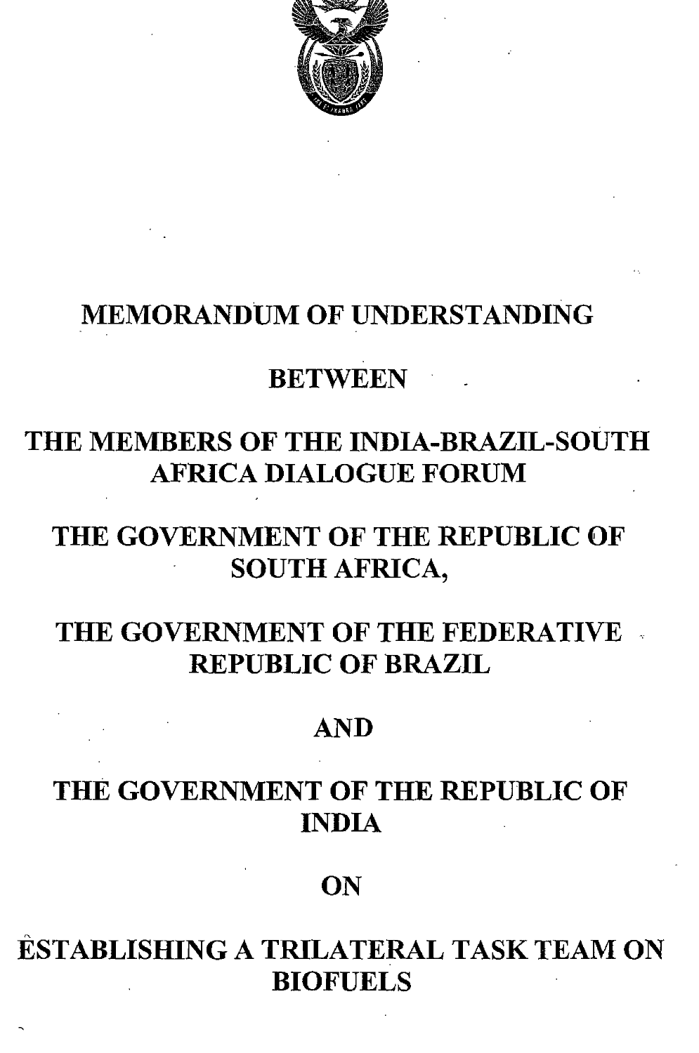# MEMORANDUM OF UNDERSTANDING

## BETWEEN

## THE MEMBERS OF THE INDIA-BRAZIL-SOUTH AFRICA DIALOGUE FORUM

## THE GOVERNMENT OF THE REPUBLIC OF SOUTH AFRICA,

## THE GOVERNMENT OF THE FEDERATIVE REPUBLIC OF BRAZIL

## AND

## THE GOVERNMENT OF THE REPUBLIC OF INDIA

## ON

## ESTABLISHING A TRILATERAL TASK TEAM ON BIOFUELS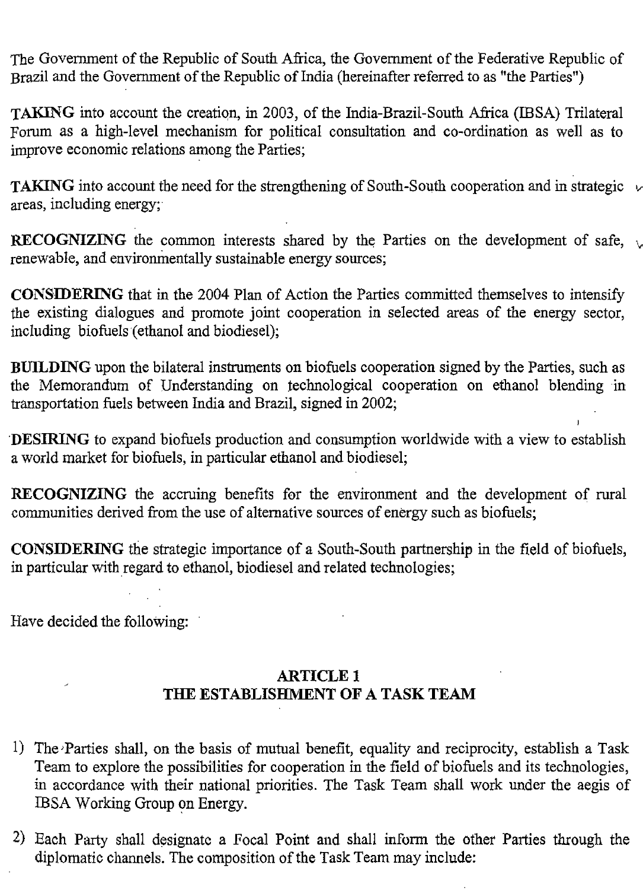The Government of the Republic of South Africa, the Government of the Federative Republic of Brazil and the Government of the Republic of India (hereinafter referred to as "the Parties")

**TAKING** into account the creation, in 2003, of the India-Brazil-South Africa (IBSA) Trilateral Forum as a high-level mechanism for political consultation and co-ordination as well as to improve economic relations among the Parties;

**TAKING** into account the need for the strengthening of South-South cooperation and in strategic areas, including energy;

**RECOGNIZING** the common interests shared by the Parties on the development of safe, renewable, and environmentally sustainable energy sources;

**CONSIDERING** that in the 2004 Plan of Action the Parties committed themselves to intensify the existing dialogues and promote joint cooperation in selected areas of the energy sector, including biofuels (ethanol and biodiesel);

**BUILDING** upon the bilateral instruments on biofuels cooperation signed by the Parties, such as the Memorandum of Understanding on technological cooperation on ethanol blending in transportation fuels between India and Brazil, signed in 2002;

**DESIRING** to expand biofuels production and consumption worldwide with a view to establish a world market for biofuels, in particular ethanol and biodiesel;

**RECOGNIZING** the accruing benefits for the environment and the development of rural communities derived from the use of alternative sources of energy such as biofuels;

**CONSIDERING** the strategic importance of a South-South partnership in the field of biofuels, in particular with regard to ethanol, biodiesel and related technologies;

Have decided the following:

## ARTICLE 1
## THE ESTABLISHMENT OF A TASK TEAM

1) The Parties shall, on the basis of mutual benefit, equality and reciprocity, establish a Task Team to explore the possibilities for cooperation in the field of biofuels and its technologies, in accordance with their national priorities. The Task Team shall work under the aegis of IBSA Working Group on Energy.

2) Each Party shall designate a Focal Point and shall inform the other Parties through the diplomatic channels. The composition of the Task Team may include: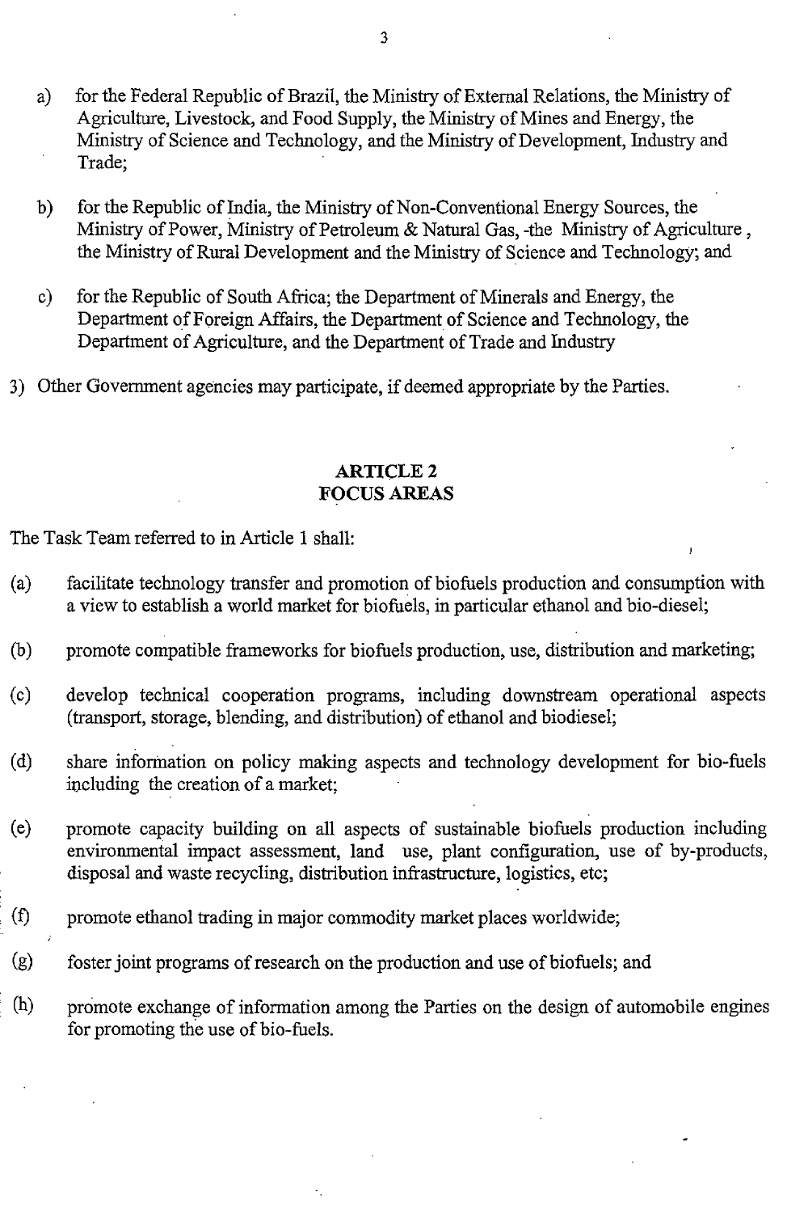a) for the Federal Republic of Brazil, the Ministry of External Relations, the Ministry of Agriculture, Livestock, and Food Supply, the Ministry of Mines and Energy, the Ministry of Science and Technology, and the Ministry of Development, Industry and Trade;

b) for the Republic of India, the Ministry of Non-Conventional Energy Sources, the Ministry of Power, Ministry of Petroleum & Natural Gas, -the Ministry of Agriculture, the Ministry of Rural Development and the Ministry of Science and Technology; and

c) for the Republic of South Africa; the Department of Minerals and Energy, the Department of Foreign Affairs, the Department of Science and Technology, the Department of Agriculture, and the Department of Trade and Industry

3) Other Government agencies may participate, if deemed appropriate by the Parties.

## ARTICLE 2
## FOCUS AREAS

The Task Team referred to in Article 1 shall:

(a) facilitate technology transfer and promotion of biofuels production and consumption with a view to establish a world market for biofuels, in particular ethanol and bio-diesel;

(b) promote compatible frameworks for biofuels production, use, distribution and marketing;

(c) develop technical cooperation programs, including downstream operational aspects (transport, storage, blending, and distribution) of ethanol and biodiesel;

(d) share information on policy making aspects and technology development for bio-fuels including the creation of a market;

(e) promote capacity building on all aspects of sustainable biofuels production including environmental impact assessment, land use, plant configuration, use of by-products, disposal and waste recycling, distribution infrastructure, logistics, etc;

(f) promote ethanol trading in major commodity market places worldwide;

(g) foster joint programs of research on the production and use of biofuels; and

(h) promote exchange of information among the Parties on the design of automobile engines for promoting the use of bio-fuels.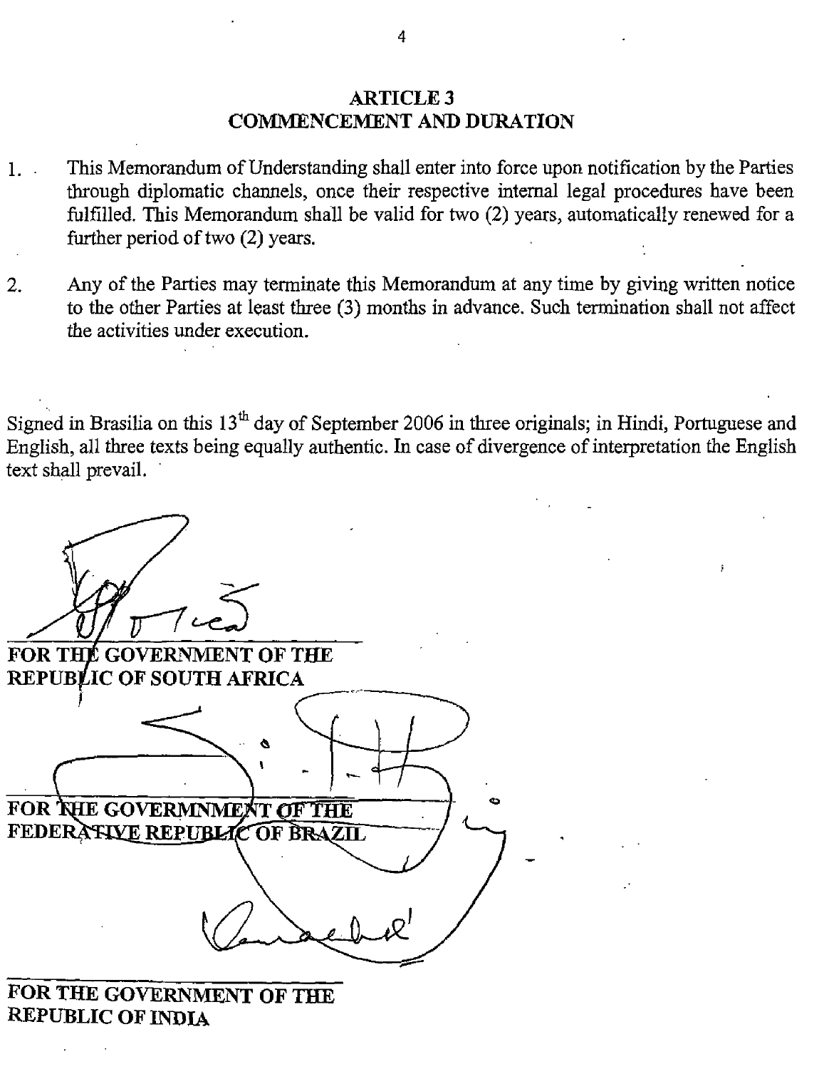## ARTICLE 3
## COMMENCEMENT AND DURATION

1. This Memorandum of Understanding shall enter into force upon notification by the Parties through diplomatic channels, once their respective internal legal procedures have been fulfilled. This Memorandum shall be valid for two (2) years, automatically renewed for a further period of two (2) years.

2. Any of the Parties may terminate this Memorandum at any time by giving written notice to the other Parties at least three (3) months in advance. Such termination shall not affect the activities under execution.

Signed in Brasilia on this 13th day of September 2006 in three originals; in Hindi, Portuguese and English, all three texts being equally authentic. In case of divergence of interpretation the English text shall prevail.

**FOR THE GOVERNMENT OF THE REPUBLIC OF SOUTH AFRICA**

**FOR THE GOVERMNMENT OF THE FEDERATIVE REPUBLIC OF BRAZIL**

**FOR THE GOVERNMENT OF THE REPUBLIC OF INDIA**